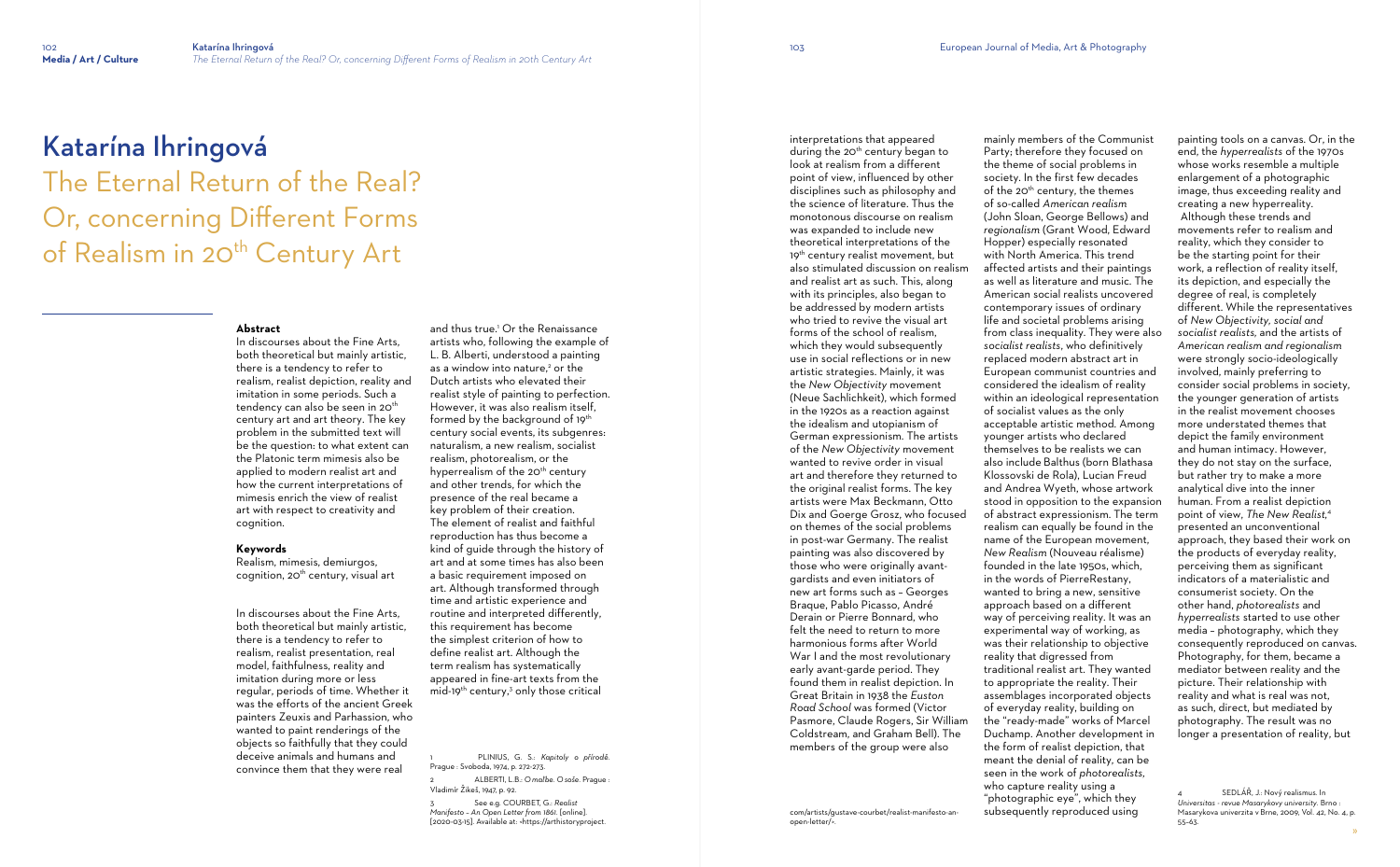# Katarína Ihringová

## The Eternal Return of the Real? Or, concerning Different Forms of Realism in 20th Century Art

### Abstract

In discourses about the Fine Arts, both theoretical but mainly artistic, there is a tendency to refer to realism, realist depiction, reality and imitation in some periods. Such a tendency can also be seen in 20th century art and art theory. The key problem in the submitted text will be the question: to what extent can the Platonic term mimesis also be applied to modern realist art and how the current interpretations of mimesis enrich the view of realist art with respect to creativity and cognition.

### Keywords

Realism, mimesis, demiurgos, cognition, 20th century, visual art

In discourses about the Fine Arts, both theoretical but mainly artistic, there is a tendency to refer to realism, realist presentation, real model, faithfulness, reality and imitation during more or less regular, periods of time. Whether it was the efforts of the ancient Greek painters Zeuxis and Parhassion, who wanted to paint renderings of the objects so faithfully that they could deceive animals and humans and convince them that they were real and thus true.[1] Or the Renaissance artists who, following the example of L. B. Alberti, understood a painting as a window into nature,[2] or the Dutch artists who elevated their realist style of painting to perfection. However, it was also realism itself, formed by the background of 19th century social events, its subgenres: naturalism, a new realism, socialist realism, photorealism, or the hyperrealism of the 20th century and other trends, for which the presence of the real became a key problem of their creation. The element of realist and faithful reproduction has thus become a kind of guide through the history of art and at some times has also been a basic requirement imposed on art. Although transformed through time and artistic experience and routine and interpreted differently, this requirement has become the simplest criterion of how to define realist art. Although the term realism has systematically appeared in fine-art texts from the mid-19th century,[3] only those critical interpretations that appeared during the 20th century began to look at realism from a different point of view, influenced by other disciplines such as philosophy and the science of literature. Thus the monotonous discourse on realism was expanded to include new theoretical interpretations of the 19th century realist movement, but also stimulated discussion on realism and realist art as such. This, along with its principles, also began to be addressed by modern artists who tried to revive the visual art forms of the school of realism, which they would subsequently use in social reflections or in new artistic strategies. Mainly, it was the *New Objectivity* movement (Neue Sachlichkeit), which formed in the 1920s as a reaction against the idealism and utopianism of German expressionism. The artists of the *New Objectivity* movement wanted to revive order in visual art and therefore they returned to the original realist forms. The key artists were Max Beckmann, Otto Dix and Goerge Grosz, who focused on themes of the social problems in post-war Germany. The realist painting was also discovered by those who were originally avant-gardists and even initiators of new art forms such as – Georges Braque, Pablo Picasso, André Derain or Pierre Bonnard, who felt the need to return to more harmonious forms after World War I and the most revolutionary early avant-garde period. They found them in realist depiction. In Great Britain in 1938 the *Euston Road School* was formed (Victor Pasmore, Claude Rogers, Sir William Coldstream, and Graham Bell). The members of the group were also mainly members of the Communist Party; therefore they focused on the theme of social problems in society. In the first few decades of the 20th century, the themes of so-called *American realism* (John Sloan, George Bellows) and *regionalism* (Grant Wood, Edward Hopper) especially resonated with North America. This trend affected artists and their paintings as well as literature and music. The American social realists uncovered contemporary issues of ordinary life and societal problems arising from class inequality. They were also *socialist realists*, who definitively replaced modern abstract art in European communist countries and considered the idealism of reality within an ideological representation of socialist values as the only acceptable artistic method. Among younger artists who declared themselves to be realists we can also include Balthus (born Blathasa Klossovski de Rola), Lucian Freud and Andrea Wyeth, whose artwork stood in opposition to the expansion of abstract expressionism. The term realism can equally be found in the name of the European movement, *New Realism* (Nouveau réalisme) founded in the late 1950s, which, in the words of PierreRestany, wanted to bring a new, sensitive approach based on a different way of perceiving reality. It was an experimental way of working, as was their relationship to objective reality that digressed from traditional realist art. They wanted to appropriate the reality. Their assemblages incorporated objects of everyday reality, building on the "ready-made" works of Marcel Duchamp. Another development in the form of realist depiction, that meant the denial of reality, can be seen in the work of *photorealists*, who capture reality using a "photographic eye", which they subsequently reproduced using painting tools on a canvas. Or, in the end, the *hyperrealists* of the 1970s whose works resemble a multiple enlargement of a photographic image, thus exceeding reality and creating a new hyperreality.

Although these trends and movements refer to realism and reality, which they consider to be the starting point for their work, a reflection of reality itself, its depiction, and especially the degree of real, is completely different. While the representatives of *New Objectivity, social and socialist realists*, and the artists of *American realism and regionalism* were strongly socio-ideologically involved, mainly preferring to consider social problems in society, the younger generation of artists in the realist movement chooses more understated themes that depict the family environment and human intimacy. However, they do not stay on the surface, but rather try to make a more analytical dive into the inner human. From a realist depiction point of view, *The New Realist*,[4] presented an unconventional approach, they based their work on the products of everyday reality, perceiving them as significant indicators of a materialistic and consumerist society. On the other hand, *photorealists* and *hyperrealists* started to use other media – photography, which they consequently reproduced on canvas. Photography, for them, became a mediator between reality and the picture. Their relationship with reality and what is real was not, as such, direct, but mediated by photography. The result was no longer a presentation of reality, but

---

1 PLINIUS, G. S.: *Kapitoly o přírodě*. Prague : Svoboda, 1974, p. 272-273.

2 ALBERTI, L.B.: *O malbe. O soše*. Prague : Vladimír Žikeš, 1947, p. 92.

3 See e.g. COURBET, G.: *Realist Manifesto – An Open Letter from 1861*. [online]. [2020-03-15]. Available at: <https://arthistoryproject.com/artists/gustave-courbet/realist-manifesto-an-open-letter/>.

4 SEDLÁŘ, J.: Nový realismus. In *Universitas - revue Masarykovy university*. Brno : Masarykova univerzita v Brne, 2009, Vol. 42, No. 4, p. 55-63.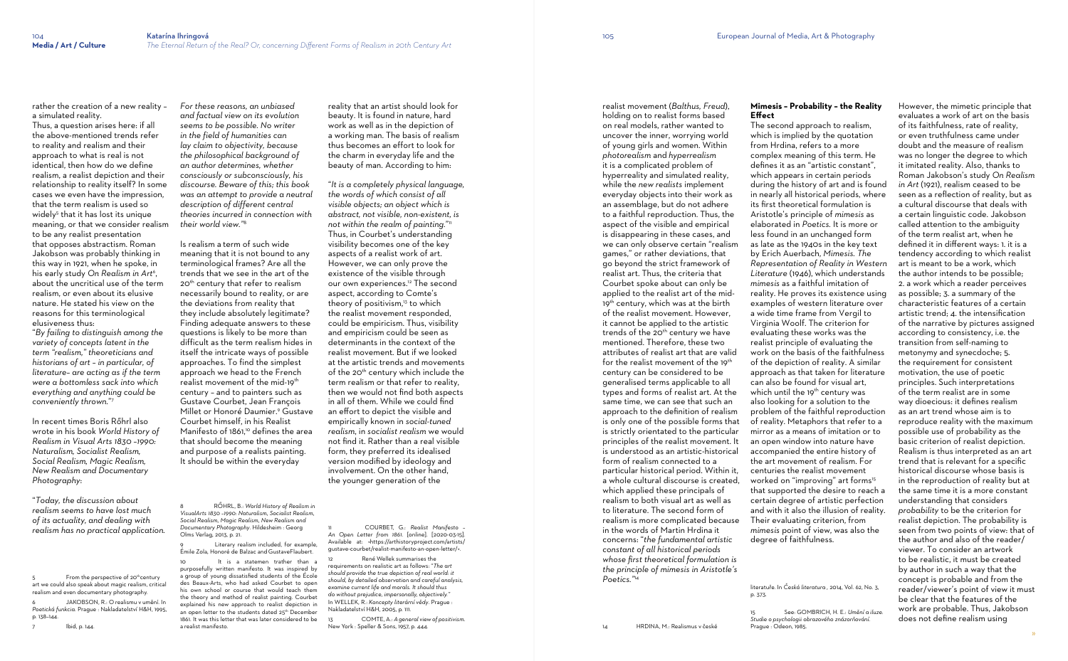rather the creation of a new reality – a simulated reality.

Thus, a question arises here: if all the above-mentioned trends refer to reality and realism and their approach to what is real is not identical, then how do we define realism, a realist depiction and their relationship to reality itself? In some cases we even have the impression, that the term realism is used so widely[5] that it has lost its unique meaning, or that we consider realism to be any realist presentation that opposes abstractism. Roman Jakobson was probably thinking in this way in 1921, when he spoke, in his early study *On Realism in Art*[6], about the uncritical use of the term realism, or even about its elusive nature. He stated his view on the reasons for this terminological elusiveness thus:

"*By failing to distinguish among the variety of concepts latent in the term "realism," theoreticians and historians of art – in particular, of literature– are acting as if the term were a bottomless sack into which everything and anything could be conveniently thrown.*"[7]

In recent times Boris Rőhrl also wrote in his book *World History of Realism in Visual Arts 1830 –1990: Naturalism, Socialist Realism, Social Realism, Magic Realism, New Realism and Documentary Photography*:

"*Today, the discussion about realism seems to have lost much of its actuality, and dealing with realism has no practical application. For these reasons, an unbiased and factual view on its evolution seems to be possible. No writer in the field of humanities can lay claim to objectivity, because the philosophical background of an author determines, whether consciously or subconsciously, his discourse. Beware of this; this book was an attempt to provide a neutral description of different central theories incurred in connection with their world view.*"[8]

Is realism a term of such wide meaning that it is not bound to any terminological frames? Are all the trends that we see in the art of the 20[th] century that refer to realism necessarily bound to reality, or are the deviations from reality that they include absolutely legitimate? Finding adequate answers to these questions is likely to be more than difficult as the term realism hides in itself the intricate ways of possible approaches. To find the simplest approach we head to the French realist movement of the mid-19[th] century – and to painters such as Gustave Courbet, Jean François Millet or Honoré Daumier.[9] Gustave Courbet himself, in his Realist Manifesto of 1861,[10] defines the area that should become the meaning and purpose of a realists painting. It should be within the everyday reality that an artist should look for beauty. It is found in nature, hard work as well as in the depiction of a working man. The basis of realism thus becomes an effort to look for the charm in everyday life and the beauty of man. According to him:

"*It is a completely physical language, the words of which consist of all visible objects; an object which is abstract, not visible, non-existent, is not within the realm of painting.*"[11]

Thus, in Courbet's understanding visibility becomes one of the key aspects of a realist work of art. However, we can only prove the existence of the visible through our own experiences.[12] The second aspect, according to Comte's theory of positivism,[13] to which the realist movement responded, could be empiricism. Thus, visibility and empiricism could be seen as determinants in the context of the realist movement. But if we looked at the artistic trends and movements of the 20[th] century which include the term realism or that refer to reality, then we would not find both aspects in all of them. While we could find an effort to depict the visible and empirically known in *social-tuned realism*, in *socialist realism* we would not find it. Rather than a real visible form, they preferred its idealised version modified by ideology and involvement. On the other hand, the younger generation of the realist movement (*Balthus, Freud*), holding on to realist forms based on real models, rather wanted to uncover the inner, worrying world of young girls and women. Within *photorealism* and *hyperrealism* it is a complicated problem of hyperreality and simulated reality, while the *new realists* implement everyday objects into their work as an assemblage, but do not adhere to a faithful reproduction. Thus, the aspect of the visible and empirical is disappearing in these cases, and we can only observe certain "realism games," or rather deviations, that go beyond the strict framework of realist art. Thus, the criteria that Courbet spoke about can only be applied to the realist art of the mid-19[th] century, which was at the birth of the realist movement. However, it cannot be applied to the artistic trends of the 20[th] century we have mentioned. Therefore, these two attributes of realist art that are valid for the realist movement of the 19[th] century can be considered to be generalised terms applicable to all types and forms of realist art. At the same time, we can see that such an approach to the definition of realism is only one of the possible forms that is strictly orientated to the particular principles of the realist movement. It is understood as an artistic-historical form of realism connected to a particular historical period. Within it, a whole cultural discourse is created, which applied these principals of realism to both visual art as well as to literature. The second form of realism is more complicated because in the words of Martin Hrdina it concerns: "*the fundamental artistic constant of all historical periods whose first theoretical formulation is the principle of mimesis in Aristotle's Poetics.*"[14]

## Mimesis – Probability – the Reality Effect

The second approach to realism, which is implied by the quotation from Hrdina, refers to a more complex meaning of this term. He defines it as an "artistic constant", which appears in certain periods during the history of art and is found in nearly all historical periods, where its first theoretical formulation is Aristotle's principle of *mimesis* as elaborated in *Poetics*. It is more or less found in an unchanged form as late as the 1940s in the key text by Erich Auerbach, *Mimesis. The Representation of Reality in Western Literature* (1946), which understands *mimesis* as a faithful imitation of reality. He proves its existence using examples of western literature over a wide time frame from Vergil to Virginia Woolf. The criterion for evaluating these works was the realist principle of evaluating the work on the basis of the faithfulness of the depiction of reality. A similar approach as that taken for literature can also be found for visual art, which until the 19[th] century was also looking for a solution to the problem of the faithful reproduction of reality. Metaphors that refer to a mirror as a means of imitation or to an open window into nature have accompanied the entire history of the art movement of realism. For centuries the realist movement worked on "improving" art forms[15] that supported the desire to reach a certain degree of artistic perfection and with it also the illusion of reality. Their evaluating criterion, from *mimesis* point of view, was also the degree of faithfulness.

However, the mimetic principle that evaluates a work of art on the basis of its faithfulness, rate of reality, or even truthfulness came under doubt and the measure of realism was no longer the degree to which it imitated reality. Also, thanks to Roman Jakobson's study *On Realism in Art* (1921), realism ceased to be seen as a reflection of reality, but as a cultural discourse that deals with a certain linguistic code. Jakobson called attention to the ambiguity of the term realist art, when he defined it in different ways: 1. it is a tendency according to which realist art is meant to be a work, which the author intends to be possible; 2. a work which a reader perceives as possible; 3. a summary of the characteristic features of a certain artistic trend; 4. the intensification of the narrative by pictures assigned according to consistency, i.e. the transition from self-naming to metonymy and synecdoche; 5. the requirement for consistent motivation, the use of poetic principles. Such interpretations of the term realist are in some way dioecious: it defines realism as an art trend whose aim is to reproduce reality with the maximum possible use of probability as the basic criterion of realist depiction. Realism is thus interpreted as an art trend that is relevant for a specific historical discourse whose basis is in the reproduction of reality but at the same time it is a more constant understanding that considers *probability* to be the criterion for realist depiction. The probability is seen from two points of view: that of the author and also of the reader/viewer. To consider an artwork to be realistic, it must be created by author in such a way that the concept is probable and from the reader/viewer's point of view it must be clear that the features of the work are probable. Thus, Jakobson does not define realism using

---

5 From the perspective of 20[th] century art we could also speak about magic realism, critical realism and even documentary photography.

6 JAKOBSON, R.: O realismu v umění. In *Poetická funkcia*. Prague : Nakladatelství H&H, 1995, p. 138–144.

7 Ibid, p. 144.

8 RŐHRL, B.: *World History of Realism in VisualArts 1830 –1990: Naturalism, Socialist Realism, Social Realism, Magic Realism, New Realism and Documentary Photography*. Hildesheim : Georg Olms Verlag, 2013, p. 21.

9 Literary realism included, for example, Émile Zola, Honoré de Balzac and GustaveFlaubert.

10 It is a statemen trather than a purposefully written manifesto. It was inspired by a group of young dissatisfied students of the École des Beaux-Arts, who had asked Courbet to open his own school or course that would teach them the theory and method of realist painting. Courbet explained his new approach to realist depiction in an open letter to the students dated 25[th] December 1861. It was this letter that was later considered to be a realist manifesto.

11 COURBET, G.: *Realist Manifesto – An Open Letter from 1861*. [online]. [2020-03-15]. Available at: <https://arthistoryproject.com/artists/gustave-courbet/realist-manifesto-an-open-letter/>.

12 René Wellek summarises the requirements on realistic art as follows: "*The art should provide the true depiction of real world: it should, by detailed observation and careful analysis, examine current life and morals. It should thus do without prejudice, impersonally, objectively.*" In WELLEK, R.: *Koncepty literární vědy*. Prague : Nakladatelství H&H, 2005, p. 111.

13 COMTE, A.: *A general view of positivism*. New York : Speller & Sons, 1957, p. 444.

14 HRDINA, M.: Realismus v české literatuře. In *Česká literatura*, 2014, Vol. 62, No. 3, p. 373.

15 See: GOMBRICH, H. E.: *Umění a iluze. Studie o psychologii obrazového znázorňování*. Prague : Odeon, 1985.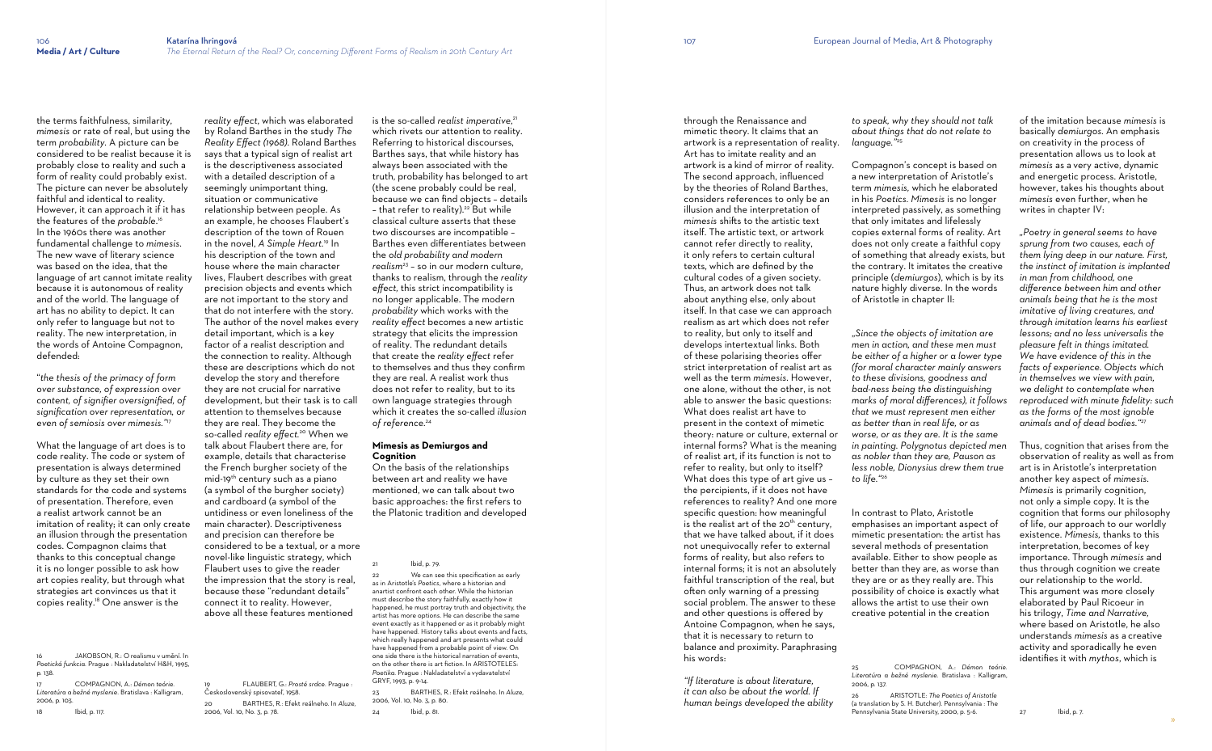the terms faithfulness, similarity, *mimesis* or rate of real, but using the term *probability*. A picture can be considered to be realist because it is probably close to reality and such a form of reality could probably exist. The picture can never be absolutely faithful and identical to reality. However, it can approach it if it has the features of the *probable*.[16]

In the 1960s there was another fundamental challenge to *mimesis*. The new wave of literary science was based on the idea, that the language of art cannot imitate reality because it is autonomous of reality and of the world. The language of art has no ability to depict. It can only refer to language but not to reality. The new interpretation, in the words of Antoine Compagnon, defended:

"*the thesis of the primacy of form over substance, of expression over content, of signifier oversignified, of signification over representation, or even of semiosis over mimesis.*"[17]

What the language of art does is to code reality. The code or system of presentation is always determined by culture as they set their own standards for the code and systems of presentation. Therefore, even a realist artwork cannot be an imitation of reality; it can only create an illusion through the presentation codes. Compagnon claims that thanks to this conceptual change it is no longer possible to ask how art copies reality, but through what strategies art convinces us that it copies reality.[18] One answer is the *reality effect*, which was elaborated by Roland Barthes in the study *The Reality Effect (1968)*. Roland Barthes says that a typical sign of realist art is the descriptiveness associated with a detailed description of a seemingly unimportant thing, situation or communicative relationship between people. As an example, he chooses Flaubert's description of the town of Rouen in the novel, *A Simple Heart*.[19] In his description of the town and house where the main character lives, Flaubert describes with great precision objects and events which are not important to the story and that do not interfere with the story. The author of the novel makes every detail important, which is a key factor of a realist description and the connection to reality. Although these are descriptions which do not develop the story and therefore they are not crucial for narrative development, but their task is to call attention to themselves because they are real. They become the so-called *reality effect*.[20] When we talk about Flaubert there are, for example, details that characterise the French burgher society of the mid-19th century such as a piano (a symbol of the burgher society) and cardboard (a symbol of the untidiness or even loneliness of the main character). Descriptiveness and precision can therefore be considered to be a textual, or a more novel-like linguistic strategy, which Flaubert uses to give the reader the impression that the story is real, because these "redundant details" connect it to reality. However, above all these features mentioned is the so-called *realist imperative*,[21] which rivets our attention to reality. Referring to historical discourses, Barthes says, that while history has always been associated with the truth, probability has belonged to art (the scene probably could be real, because we can find objects – details – that refer to reality).[22] But while classical culture asserts that these two discourses are incompatible – Barthes even differentiates between the *old probability and modern realism*[23] – so in our modern culture, thanks to realism, through the *reality effect*, this strict incompatibility is no longer applicable. The modern *probability* which works with the *reality effect* becomes a new artistic strategy that elicits the impression of reality. The redundant details that create the *reality effect* refer to themselves and thus they confirm they are real. A realist work thus does not refer to reality, but to its own language strategies through which it creates the so-called *illusion of reference*.[24]

## Mimesis as Demiurgos and Cognition

On the basis of the relationships between art and reality we have mentioned, we can talk about two basic approaches: the first refers to the Platonic tradition and developed through the Renaissance and mimetic theory. It claims that an artwork is a representation of reality. Art has to imitate reality and an artwork is a kind of mirror of reality. The second approach, influenced by the theories of Roland Barthes, considers references to only be an illusion and the interpretation of *mimesis* shifts to the artistic text itself. The artistic text, or artwork cannot refer directly to reality, it only refers to certain cultural texts, which are defined by the cultural codes of a given society. Thus, an artwork does not talk about anything else, only about itself. In that case we can approach realism as art which does not refer to reality, but only to itself and develops intertextual links. Both of these polarising theories offer strict interpretation of realist art as well as the term *mimesis*. However, one alone, without the other, is not able to answer the basic questions: What does realist art have to present in the context of mimetic theory: nature or culture, external or internal forms? What is the meaning of realist art, if its function is not to refer to reality, but only to itself? What does this type of art give us – the percipients, if it does not have references to reality? And one more specific question: how meaningful is the realist art of the 20th century, that we have talked about, if it does not unequivocally refer to external forms of reality, but also refers to internal forms; it is not an absolutely faithful transcription of the real, but often only warning of a pressing social problem. The answer to these and other questions is offered by Antoine Compagnon, when he says, that it is necessary to return to balance and proximity. Paraphrasing his words:

*"If literature is about literature, it can also be about the world. If human beings developed the ability to speak, why they should not talk about things that do not relate to language."*[25]

Compagnon's concept is based on a new interpretation of Aristotle's term *mimesis*, which he elaborated in his *Poetics*. *Mimesis* is no longer interpreted passively, as something that only imitates and lifelessly copies external forms of reality. Art does not only create a faithful copy of something that already exists, but the contrary. It imitates the creative principle (*demiurgos*), which is by its nature highly diverse. In the words of Aristotle in chapter II:

*„Since the objects of imitation are men in action, and these men must be either of a higher or a lower type (for moral character mainly answers to these divisions, goodness and bad-ness being the distinguishing marks of moral differences), it follows that we must represent men either as better than in real life, or as worse, or as they are. It is the same in painting. Polygnotus depicted men as nobler than they are, Pauson as less noble, Dionysius drew them true to life."*[26]

In contrast to Plato, Aristotle emphasises an important aspect of mimetic presentation: the artist has several methods of presentation available. Either to show people as better than they are, as worse than they are or as they really are. This possibility of choice is exactly what allows the artist to use their own creative potential in the creation of the imitation because *mimesis* is basically *demiurgos*. An emphasis on creativity in the process of presentation allows us to look at *mimesis* as a very active, dynamic and energetic process. Aristotle, however, takes his thoughts about *mimesis* even further, when he writes in chapter IV:

*„Poetry in general seems to have sprung from two causes, each of them lying deep in our nature. First, the instinct of imitation is implanted in man from childhood, one difference between him and other animals being that he is the most imitative of living creatures, and through imitation learns his earliest lessons; and no less universalis the pleasure felt in things imitated. We have evidence of this in the facts of experience. Objects which in themselves we view with pain, we delight to contemplate when reproduced with minute fidelity: such as the forms of the most ignoble animals and of dead bodies."*[27]

Thus, cognition that arises from the observation of reality as well as from art is in Aristotle's interpretation another key aspect of *mimesis*. *Mimesis* is primarily cognition, not only a simple copy. It is the cognition that forms our philosophy of life, our approach to our worldly existence. *Mimesis*, thanks to this interpretation, becomes of key importance. Through *mimesis* and thus through cognition we create our relationship to the world. This argument was more closely elaborated by Paul Ricoeur in his trilogy, *Time and Narrative*, where based on Aristotle, he also understands *mimesis* as a creative activity and sporadically he even identifies it with *mythos*, which is

---

16 JAKOBSON, R.: O realismu v umění. In *Poetická funkcia*. Prague : Nakladatelství H&H, 1995, p. 138.

17 COMPAGNON, A.: *Démon teórie. Literatúra a bežné myslenie*. Bratislava : Kalligram, 2006, p. 103.

18 Ibid, p. 117.

19 FLAUBERT, G.: *Prosté srdce*. Prague : Československý spisovateľ, 1958.

20 BARTHES, R.: Efekt reálneho. In *Aluze*, 2006, Vol. 10, No. 3, p. 78.

21 Ibid, p. 79.

22 We can see this specification as early as in Aristotle's *Poetics*, where a historian and anartist confront each other. While the historian must describe the story faithfully, exactly how it happened, he must portray truth and objectivity, the artist has more options. He can describe the same event exactly as it happened or as it probably might have happened. History talks about events and facts, which really happened and art presents what could have happened from a probable point of view. On one side there is the historical narration of events, on the other there is art fiction. In ARISTOTELES: *Poetika*. Prague : Nakladatelství a vydavatelství GRYF, 1993, p. 9-14.

23 BARTHES, R.: Efekt reálneho. In *Aluze*, 2006, Vol. 10, No. 3, p. 80.

24 Ibid, p. 81.

25 COMPAGNON, A.: *Démon teórie. Literatúra a bežné myslenie*. Bratislava : Kalligram, 2006, p. 137.

26 ARISTOTLE: *The Poetics of Aristotle* (a translation by S. H. Butcher). Pennsylvania : The Pennsylvania State University, 2000, p. 5-6.

27 Ibid, p. 7.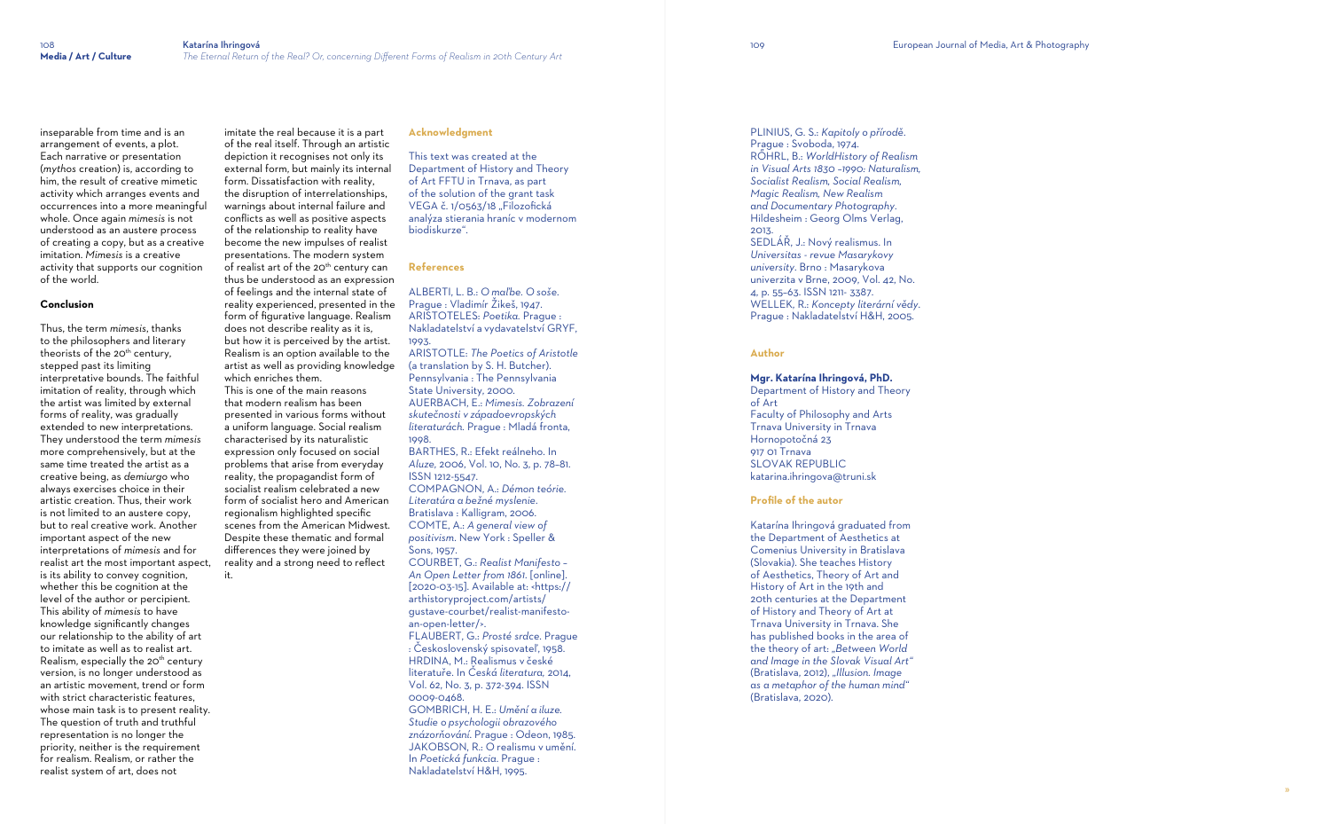inseparable from time and is an arrangement of events, a plot. Each narrative or presentation (*mythos* creation) is, according to him, the result of creative mimetic activity which arranges events and occurrences into a more meaningful whole. Once again *mimesis* is not understood as an austere process of creating a copy, but as a creative imitation. *Mimesis* is a creative activity that supports our cognition of the world.

### Conclusion

Thus, the term *mimesis*, thanks to the philosophers and literary theorists of the 20th century, stepped past its limiting interpretative bounds. The faithful imitation of reality, through which the artist was limited by external forms of reality, was gradually extended to new interpretations. They understood the term *mimesis* more comprehensively, but at the same time treated the artist as a creative being, as *demiurgo* who always exercises choice in their artistic creation. Thus, their work is not limited to an austere copy, but to real creative work. Another important aspect of the new interpretations of *mimesis* and for realist art the most important aspect, is its ability to convey cognition, whether this be cognition at the level of the author or percipient. This ability of *mimesis* to have knowledge significantly changes our relationship to the ability of art to imitate as well as to realist art. Realism, especially the 20th century version, is no longer understood as an artistic movement, trend or form with strict characteristic features, whose main task is to present reality. The question of truth and truthful representation is no longer the priority, neither is the requirement for realism. Realism, or rather the realist system of art, does not imitate the real because it is a part of the real itself. Through an artistic depiction it recognises not only its external form, but mainly its internal form. Dissatisfaction with reality, the disruption of interrelationships, warnings about internal failure and conflicts as well as positive aspects of the relationship to reality have become the new impulses of realist presentations. The modern system of realist art of the 20th century can thus be understood as an expression of feelings and the internal state of reality experienced, presented in the form of figurative language. Realism does not describe reality as it is, but how it is perceived by the artist. Realism is an option available to the artist as well as providing knowledge which enriches them.

This is one of the main reasons that modern realism has been presented in various forms without a uniform language. Social realism characterised by its naturalistic expression only focused on social problems that arise from everyday reality, the propagandist form of socialist realism celebrated a new form of socialist hero and American regionalism highlighted specific scenes from the American Midwest. Despite these thematic and formal differences they were joined by reality and a strong need to reflect it.

### Acknowledgment

This text was created at the Department of History and Theory of Art FFTU in Trnava, as part of the solution of the grant task VEGA č. 1/0563/18 „Filozofická analýza stierania hraníc v modernom biodiskurze“.

### References

ALBERTI, L. B.: *O maľbe. O soše*. Prague : Vladimír Žikeš, 1947.
ARISTOTELES: *Poetika*. Prague : Nakladatelství a vydavatelství GRYF, 1993.
ARISTOTLE: *The Poetics of Aristotle* (a translation by S. H. Butcher). Pennsylvania : The Pennsylvania State University, 2000.
AUERBACH, E.: *Mimesis. Zobrazení skutečnosti v západoevropských literaturách*. Prague : Mladá fronta, 1998.
BARTHES, R.: Efekt reálneho. In *Aluze*, 2006, Vol. 10, No. 3, p. 78–81. ISSN 1212-5547.
COMPAGNON, A.: *Démon teórie. Literatúra a bežné myslenie*. Bratislava : Kalligram, 2006.
COMTE, A.: *A general view of positivism*. New York : Speller & Sons, 1957.
COURBET, G.: *Realist Manifesto – An Open Letter from 1861*. [online]. [2020-03-15]. Available at: <https://arthistoryproject.com/artists/gustave-courbet/realist-manifesto-an-open-letter/>.
FLAUBERT, G.: *Prosté srdce*. Prague : Československý spisovateľ, 1958.
HRDINA, M.: Realismus v české literatuře. In *Česká literatura*, 2014, Vol. 62, No. 3, p. 372-394. ISSN 0009-0468.
GOMBRICH, H. E.: *Umění a iluze. Studie o psychologii obrazového znázorňování*. Prague : Odeon, 1985.
JAKOBSON, R.: O realismu v umění. In *Poetická funkcia*. Prague : Nakladatelství H&H, 1995.
PLINIUS, G. S.: *Kapitoly o přírodě*. Prague : Svoboda, 1974.
RÖHRL, B.: *WorldHistory of Realism in Visual Arts 1830 –1990: Naturalism, Socialist Realism, Social Realism, Magic Realism, New Realism and Documentary Photography*. Hildesheim : Georg Olms Verlag, 2013.
SEDLÁŘ, J.: Nový realismus. In *Universitas - revue Masarykovy university*. Brno : Masarykova univerzita v Brne, 2009, Vol. 42, No. 4, p. 55–63. ISSN 1211- 3387.
WELLEK, R.: *Koncepty literární vědy*. Prague : Nakladatelství H&H, 2005.

### Author

**Mgr. Katarína Ihringová, PhD.**
Department of History and Theory of Art
Faculty of Philosophy and Arts
Trnava University in Trnava
Hornopotočná 23
917 01 Trnava
SLOVAK REPUBLIC
katarina.ihringova@truni.sk

### Profile of the autor

Katarína Ihringová graduated from the Department of Aesthetics at Comenius University in Bratislava (Slovakia). She teaches History of Aesthetics, Theory of Art and History of Art in the 19th and 20th centuries at the Department of History and Theory of Art at Trnava University in Trnava. She has published books in the area of the theory of art: *„Between World and Image in the Slovak Visual Art“* (Bratislava, 2012), *„Illusion. Image as a metaphor of the human mind“* (Bratislava, 2020).